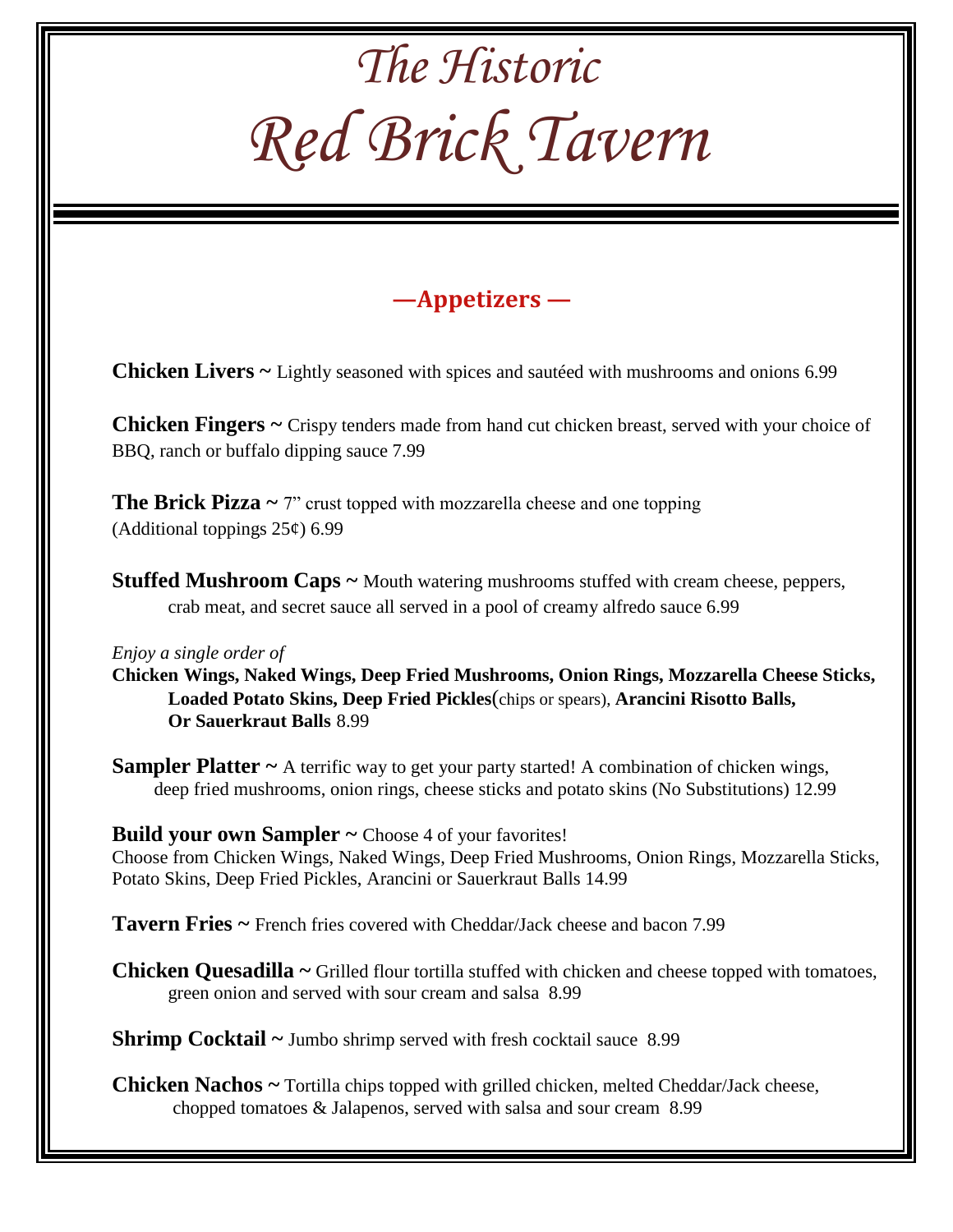# The Historic Red Brick Tavern

## —Appetizers —

**Chicken Livers ~** Lightly seasoned with spices and sautéed with mushrooms and onions 6.99

**Chicken Fingers ~** Crispy tenders made from hand cut chicken breast, served with your choice of BBQ, ranch or buffalo dipping sauce 7.99

**The Brick Pizza ~** 7" crust topped with mozzarella cheese and one topping (Additional toppings 25¢) 6.99

**Stuffed Mushroom Caps ~** Mouth watering mushrooms stuffed with cream cheese, peppers, crab meat, and secret sauce all served in a pool of creamy alfredo sauce 6.99

*Enjoy a single order of*
**Chicken Wings, Naked Wings, Deep Fried Mushrooms, Onion Rings, Mozzarella Cheese Sticks, Loaded Potato Skins, Deep Fried Pickles**(chips or spears), **Arancini Risotto Balls, Or Sauerkraut Balls** 8.99

**Sampler Platter ~** A terrific way to get your party started! A combination of chicken wings, deep fried mushrooms, onion rings, cheese sticks and potato skins (No Substitutions) 12.99

**Build your own Sampler ~** Choose 4 of your favorites!
Choose from Chicken Wings, Naked Wings, Deep Fried Mushrooms, Onion Rings, Mozzarella Sticks, Potato Skins, Deep Fried Pickles, Arancini or Sauerkraut Balls 14.99

**Tavern Fries ~** French fries covered with Cheddar/Jack cheese and bacon 7.99

**Chicken Quesadilla ~** Grilled flour tortilla stuffed with chicken and cheese topped with tomatoes, green onion and served with sour cream and salsa 8.99

**Shrimp Cocktail ~** Jumbo shrimp served with fresh cocktail sauce 8.99

**Chicken Nachos ~** Tortilla chips topped with grilled chicken, melted Cheddar/Jack cheese, chopped tomatoes & Jalapenos, served with salsa and sour cream 8.99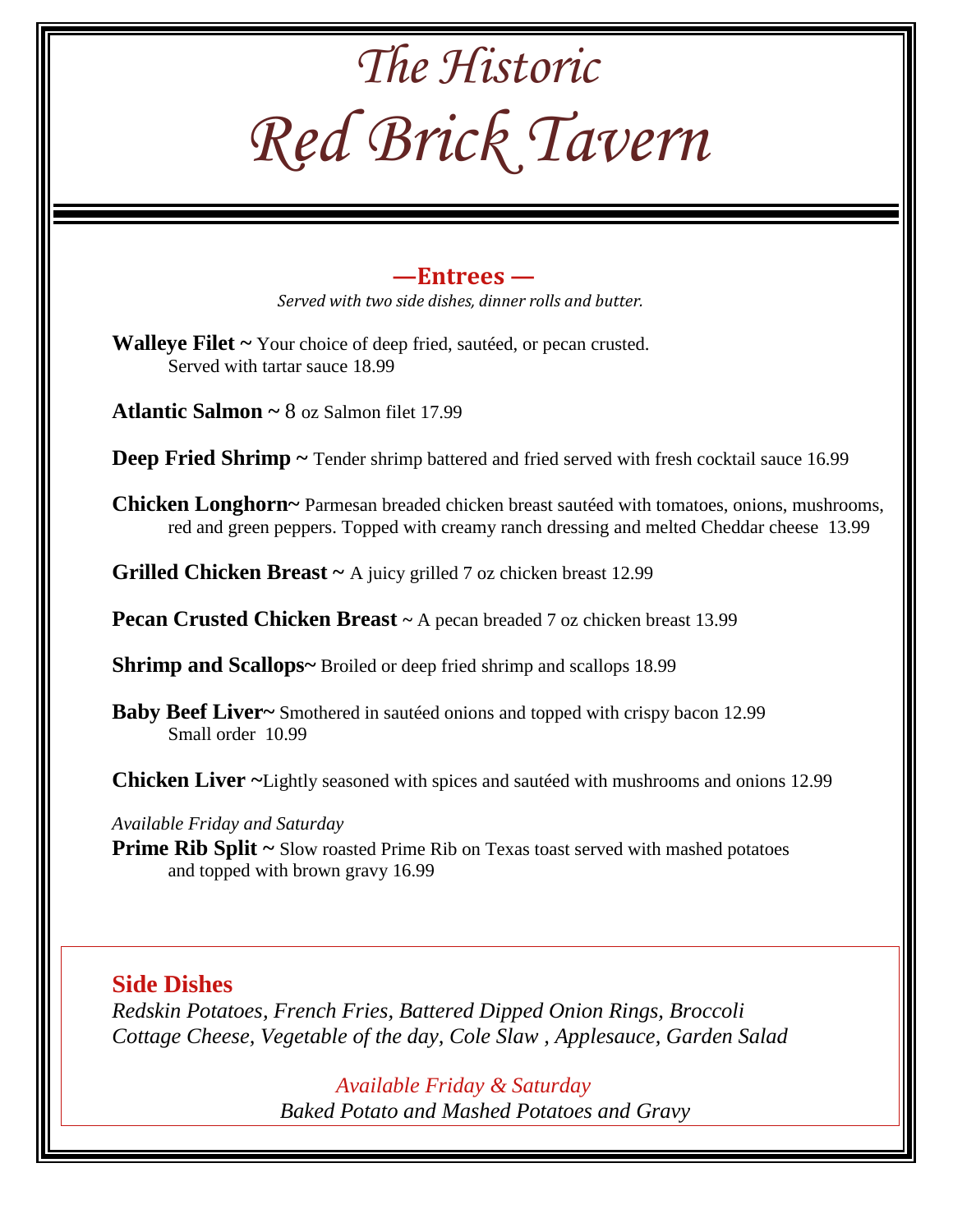# *The Historic*
# *Red Brick Tavern*

## —Entrees —

*Served with two side dishes, dinner rolls and butter.*

**Walleye Filet ~** Your choice of deep fried, sautéed, or pecan crusted. Served with tartar sauce 18.99

**Atlantic Salmon ~** 8 oz Salmon filet 17.99

**Deep Fried Shrimp ~** Tender shrimp battered and fried served with fresh cocktail sauce 16.99

**Chicken Longhorn~** Parmesan breaded chicken breast sautéed with tomatoes, onions, mushrooms, red and green peppers. Topped with creamy ranch dressing and melted Cheddar cheese 13.99

**Grilled Chicken Breast ~** A juicy grilled 7 oz chicken breast 12.99

**Pecan Crusted Chicken Breast** ~ A pecan breaded 7 oz chicken breast 13.99

**Shrimp and Scallops~** Broiled or deep fried shrimp and scallops 18.99

**Baby Beef Liver~** Smothered in sautéed onions and topped with crispy bacon 12.99
Small order 10.99

**Chicken Liver ~**Lightly seasoned with spices and sautéed with mushrooms and onions 12.99

*Available Friday and Saturday*

**Prime Rib Split ~** Slow roasted Prime Rib on Texas toast served with mashed potatoes and topped with brown gravy 16.99

## Side Dishes

*Redskin Potatoes, French Fries, Battered Dipped Onion Rings, Broccoli Cottage Cheese, Vegetable of the day, Cole Slaw , Applesauce, Garden Salad*

*Available Friday & Saturday*

*Baked Potato and Mashed Potatoes and Gravy*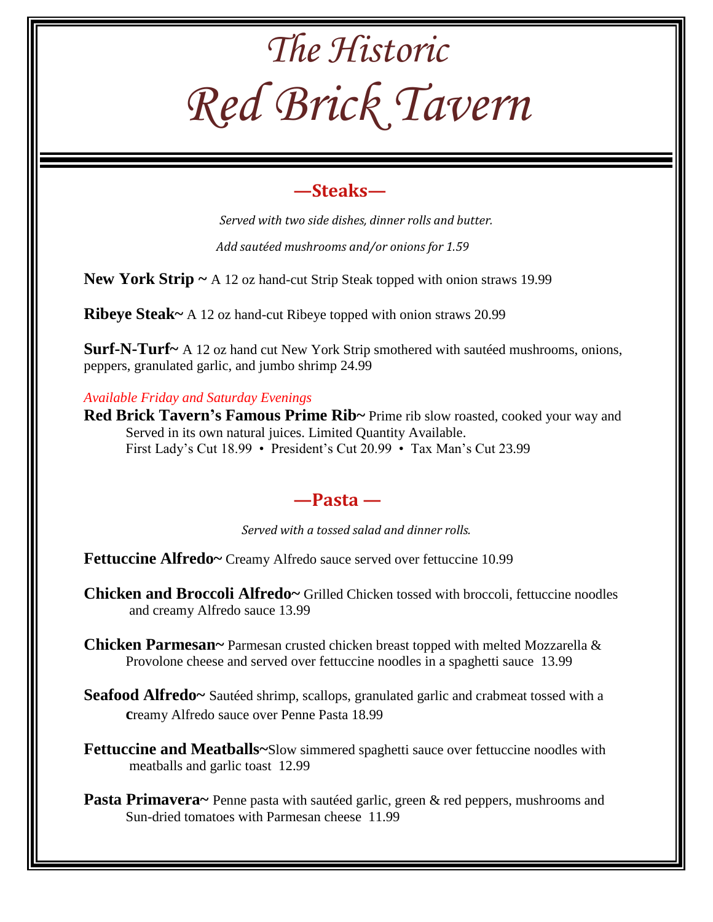# *The Historic Red Brick Tavern*

## —Steaks—

*Served with two side dishes, dinner rolls and butter.*

*Add sautéed mushrooms and/or onions for 1.59*

**New York Strip ~** A 12 oz hand-cut Strip Steak topped with onion straws 19.99

**Ribeye Steak~** A 12 oz hand-cut Ribeye topped with onion straws 20.99

**Surf-N-Turf~** A 12 oz hand cut New York Strip smothered with sautéed mushrooms, onions, peppers, granulated garlic, and jumbo shrimp 24.99

*Available Friday and Saturday Evenings*

**Red Brick Tavern's Famous Prime Rib~** Prime rib slow roasted, cooked your way and Served in its own natural juices. Limited Quantity Available.
First Lady's Cut 18.99 • President's Cut 20.99 • Tax Man's Cut 23.99

## —Pasta —

*Served with a tossed salad and dinner rolls.*

**Fettuccine Alfredo~** Creamy Alfredo sauce served over fettuccine 10.99

**Chicken and Broccoli Alfredo~** Grilled Chicken tossed with broccoli, fettuccine noodles and creamy Alfredo sauce 13.99

**Chicken Parmesan~** Parmesan crusted chicken breast topped with melted Mozzarella & Provolone cheese and served over fettuccine noodles in a spaghetti sauce 13.99

**Seafood Alfredo~** Sautéed shrimp, scallops, granulated garlic and crabmeat tossed with a creamy Alfredo sauce over Penne Pasta 18.99

**Fettuccine and Meatballs~**Slow simmered spaghetti sauce over fettuccine noodles with meatballs and garlic toast 12.99

**Pasta Primavera~** Penne pasta with sautéed garlic, green & red peppers, mushrooms and Sun-dried tomatoes with Parmesan cheese 11.99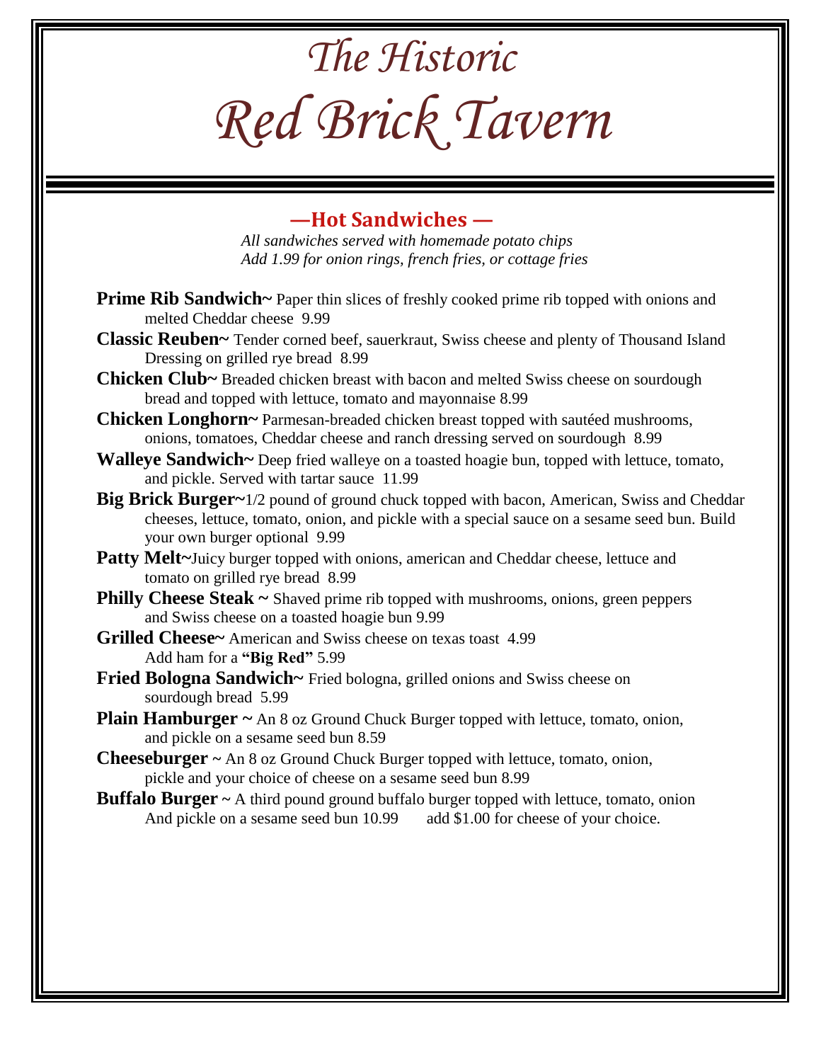# *The Historic Red Brick Tavern*

## —Hot Sandwiches —

*All sandwiches served with homemade potato chips*
*Add 1.99 for onion rings, french fries, or cottage fries*

**Prime Rib Sandwich~** Paper thin slices of freshly cooked prime rib topped with onions and melted Cheddar cheese 9.99

**Classic Reuben~** Tender corned beef, sauerkraut, Swiss cheese and plenty of Thousand Island Dressing on grilled rye bread 8.99

**Chicken Club~** Breaded chicken breast with bacon and melted Swiss cheese on sourdough bread and topped with lettuce, tomato and mayonnaise 8.99

**Chicken Longhorn~** Parmesan-breaded chicken breast topped with sautéed mushrooms, onions, tomatoes, Cheddar cheese and ranch dressing served on sourdough 8.99

**Walleye Sandwich~** Deep fried walleye on a toasted hoagie bun, topped with lettuce, tomato, and pickle. Served with tartar sauce 11.99

**Big Brick Burger~**1/2 pound of ground chuck topped with bacon, American, Swiss and Cheddar cheeses, lettuce, tomato, onion, and pickle with a special sauce on a sesame seed bun. Build your own burger optional 9.99

**Patty Melt~**Juicy burger topped with onions, american and Cheddar cheese, lettuce and tomato on grilled rye bread 8.99

**Philly Cheese Steak ~** Shaved prime rib topped with mushrooms, onions, green peppers and Swiss cheese on a toasted hoagie bun 9.99

**Grilled Cheese~** American and Swiss cheese on texas toast 4.99
Add ham for a **"Big Red"** 5.99

**Fried Bologna Sandwich~** Fried bologna, grilled onions and Swiss cheese on sourdough bread 5.99

**Plain Hamburger ~** An 8 oz Ground Chuck Burger topped with lettuce, tomato, onion, and pickle on a sesame seed bun 8.59

**Cheeseburger ~** An 8 oz Ground Chuck Burger topped with lettuce, tomato, onion, pickle and your choice of cheese on a sesame seed bun 8.99

**Buffalo Burger ~** A third pound ground buffalo burger topped with lettuce, tomato, onion And pickle on a sesame seed bun 10.99 add $1.00 for cheese of your choice.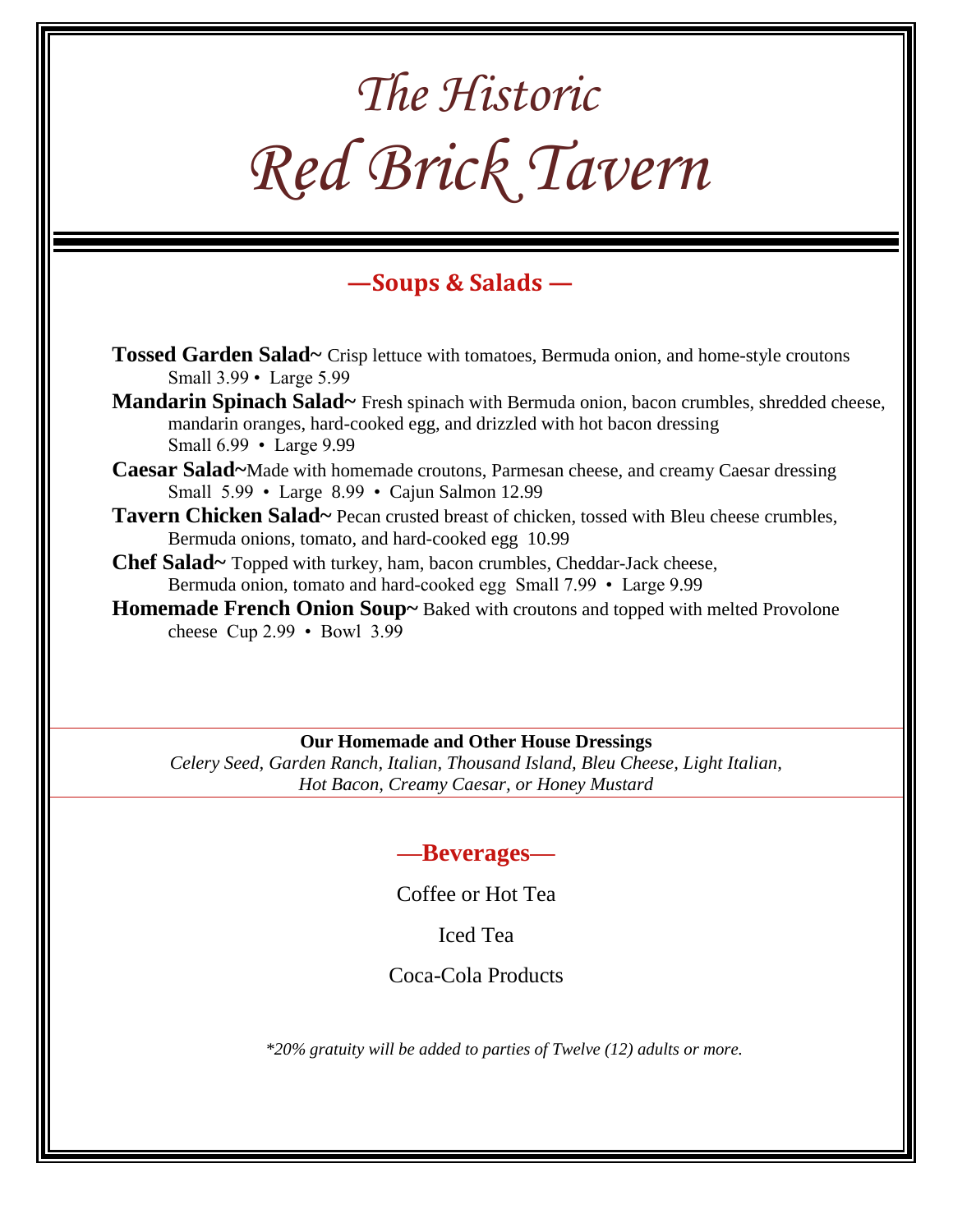# The Historic Red Brick Tavern

## —Soups & Salads —

**Tossed Garden Salad~** Crisp lettuce with tomatoes, Bermuda onion, and home-style croutons
Small 3.99 • Large 5.99

**Mandarin Spinach Salad~** Fresh spinach with Bermuda onion, bacon crumbles, shredded cheese, mandarin oranges, hard-cooked egg, and drizzled with hot bacon dressing
Small 6.99 • Large 9.99

**Caesar Salad~**Made with homemade croutons, Parmesan cheese, and creamy Caesar dressing
Small 5.99 • Large 8.99 • Cajun Salmon 12.99

**Tavern Chicken Salad~** Pecan crusted breast of chicken, tossed with Bleu cheese crumbles, Bermuda onions, tomato, and hard-cooked egg 10.99

**Chef Salad~** Topped with turkey, ham, bacon crumbles, Cheddar-Jack cheese, Bermuda onion, tomato and hard-cooked egg Small 7.99 • Large 9.99

**Homemade French Onion Soup~** Baked with croutons and topped with melted Provolone cheese Cup 2.99 • Bowl 3.99

---

**Our Homemade and Other House Dressings**
*Celery Seed, Garden Ranch, Italian, Thousand Island, Bleu Cheese, Light Italian, Hot Bacon, Creamy Caesar, or Honey Mustard*

---

## —Beverages—

Coffee or Hot Tea

Iced Tea

Coca-Cola Products

*\*20% gratuity will be added to parties of Twelve (12) adults or more.*